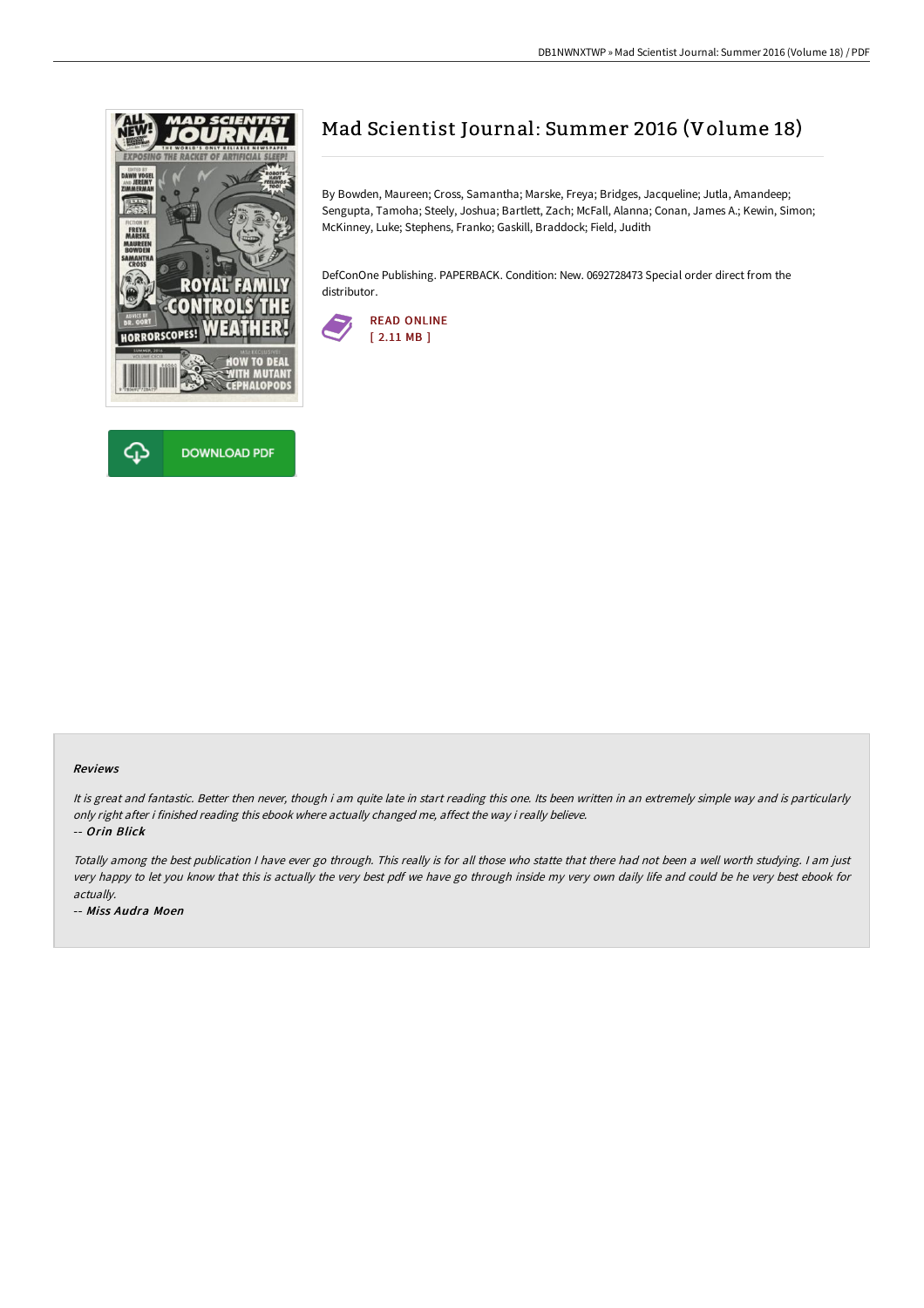# Mad Scientist Journal: Summer 2016 (Volume 18)

By Bowden, Maureen; Cross, Samantha; Marske, Freya; Bridges, Jacqueline; Jutla, Amandeep; Sengupta, Tamoha; Steely, Joshua; Bartlett, Zach; McFall, Alanna; Conan, James A.; Kewin, Simon; McKinney, Luke; Stephens, Franko; Gaskill, Braddock; Field, Judith

DefConOne Publishing. PAPERBACK. Condition: New. 0692728473 Special order direct from the distributor.

READ ONLINE
[ 2.11 MB ]

DOWNLOAD PDF

#### Reviews

*It is great and fantastic. Better then never, though i am quite late in start reading this one. Its been written in an extremely simple way and is particularly only right after i finished reading this ebook where actually changed me, affect the way i really believe.*

-- *Orin Blick*

*Totally among the best publication I have ever go through. This really is for all those who statte that there had not been a well worth studying. I am just very happy to let you know that this is actually the very best pdf we have go through inside my very own daily life and could be he very best ebook for actually.*

-- *Miss Audra Moen*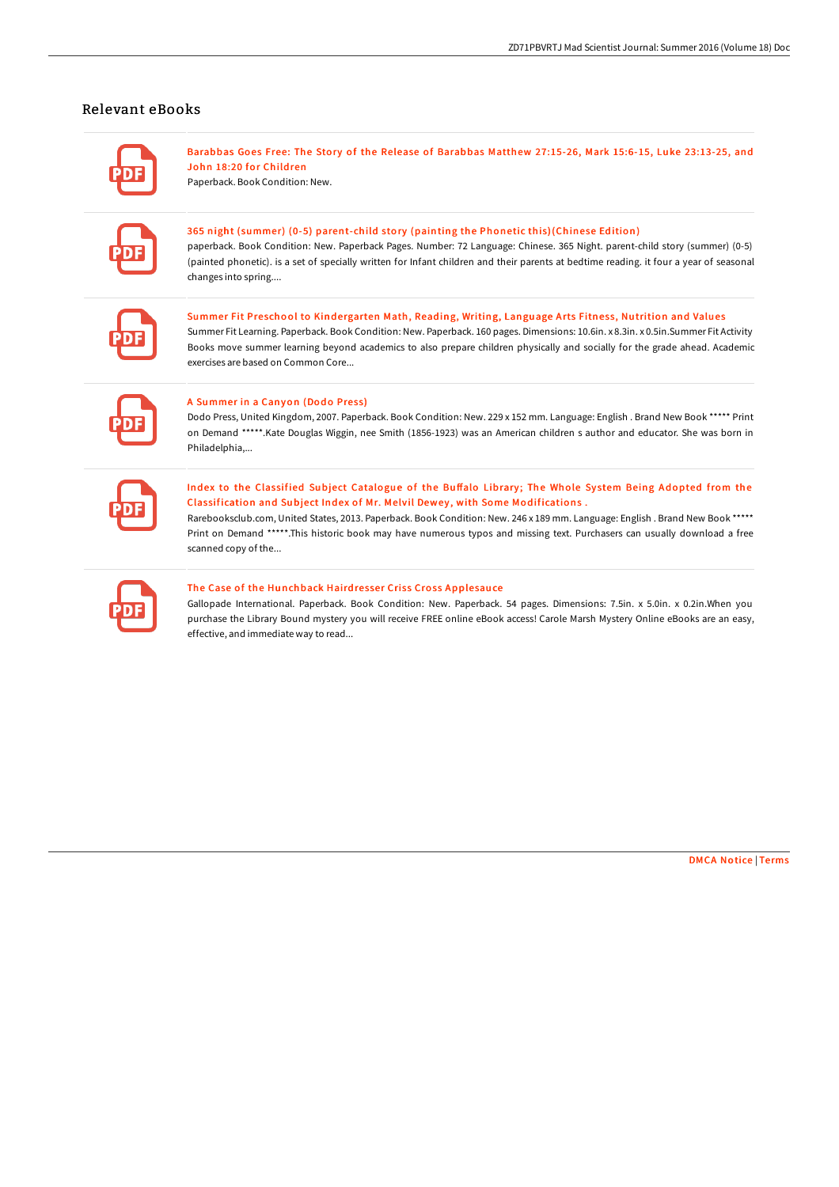## Relevant eBooks

**Barabbas Goes Free: The Story of the Release of Barabbas Matthew 27:15-26, Mark 15:6-15, Luke 23:13-25, and John 18:20 for Children**

Paperback. Book Condition: New.

**365 night (summer) (0-5) parent-child story (painting the Phonetic this)(Chinese Edition)**

paperback. Book Condition: New. Paperback Pages. Number: 72 Language: Chinese. 365 Night. parent-child story (summer) (0-5) (painted phonetic). is a set of specially written for Infant children and their parents at bedtime reading. it four a year of seasonal changes into spring....

**Summer Fit Preschool to Kindergarten Math, Reading, Writing, Language Arts Fitness, Nutrition and Values**

Summer Fit Learning. Paperback. Book Condition: New. Paperback. 160 pages. Dimensions: 10.6in. x 8.3in. x 0.5in.Summer Fit Activity Books move summer learning beyond academics to also prepare children physically and socially for the grade ahead. Academic exercises are based on Common Core...

**A Summer in a Canyon (Dodo Press)**

Dodo Press, United Kingdom, 2007. Paperback. Book Condition: New. 229 x 152 mm. Language: English . Brand New Book ***** Print on Demand *****.Kate Douglas Wiggin, nee Smith (1856-1923) was an American children s author and educator. She was born in Philadelphia,...

**Index to the Classified Subject Catalogue of the Buffalo Library; The Whole System Being Adopted from the Classification and Subject Index of Mr. Melvil Dewey, with Some Modifications .**

Rarebooksclub.com, United States, 2013. Paperback. Book Condition: New. 246 x 189 mm. Language: English . Brand New Book ***** Print on Demand *****.This historic book may have numerous typos and missing text. Purchasers can usually download a free scanned copy of the...

**The Case of the Hunchback Hairdresser Criss Cross Applesauce**

Gallopade International. Paperback. Book Condition: New. Paperback. 54 pages. Dimensions: 7.5in. x 5.0in. x 0.2in.When you purchase the Library Bound mystery you will receive FREE online eBook access! Carole Marsh Mystery Online eBooks are an easy, effective, and immediate way to read...

DMCA Notice | Terms